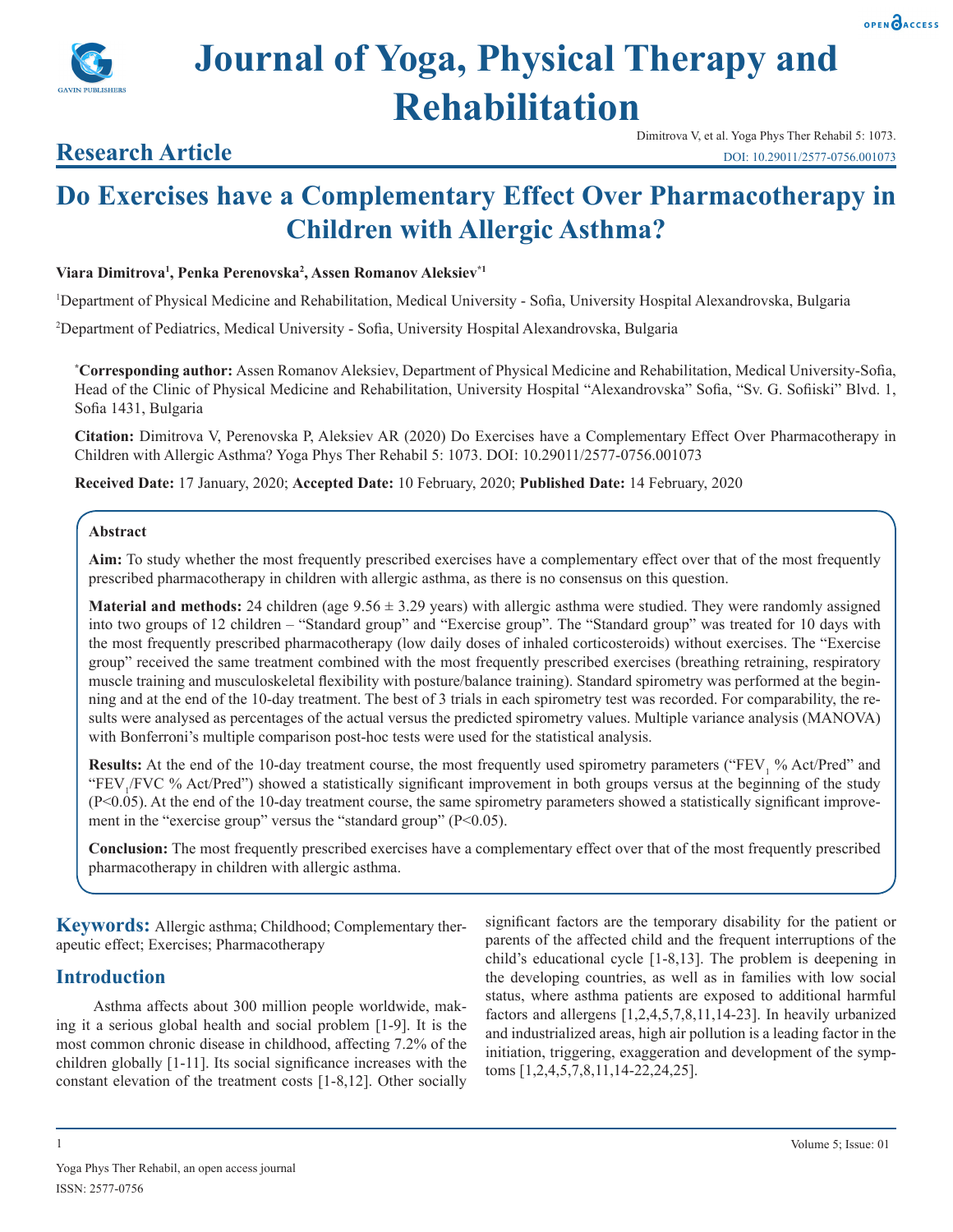# Journal of Yoga, Physical Therapy and Rehabilitation

**Research Article**

Dimitrova V, et al. Yoga Phys Ther Rehabil 5: 1073.
DOI: 10.29011/2577-0756.001073

# Do Exercises have a Complementary Effect Over Pharmacotherapy in Children with Allergic Asthma?

**Viara Dimitrova[1], Penka Perenovska[2], Assen Romanov Aleksiev[*1]**

[1]Department of Physical Medicine and Rehabilitation, Medical University - Sofia, University Hospital Alexandrovska, Bulgaria

[2]Department of Pediatrics, Medical University - Sofia, University Hospital Alexandrovska, Bulgaria

[*]**Corresponding author:** Assen Romanov Aleksiev, Department of Physical Medicine and Rehabilitation, Medical University-Sofia, Head of the Clinic of Physical Medicine and Rehabilitation, University Hospital "Alexandrovska" Sofia, "Sv. G. Sofiiski" Blvd. 1, Sofia 1431, Bulgaria

**Citation:** Dimitrova V, Perenovska P, Aleksiev AR (2020) Do Exercises have a Complementary Effect Over Pharmacotherapy in Children with Allergic Asthma? Yoga Phys Ther Rehabil 5: 1073. DOI: 10.29011/2577-0756.001073

**Received Date:** 17 January, 2020; **Accepted Date:** 10 February, 2020; **Published Date:** 14 February, 2020

## Abstract

**Aim:** To study whether the most frequently prescribed exercises have a complementary effect over that of the most frequently prescribed pharmacotherapy in children with allergic asthma, as there is no consensus on this question.

**Material and methods:** 24 children (age 9.56 ± 3.29 years) with allergic asthma were studied. They were randomly assigned into two groups of 12 children – "Standard group" and "Exercise group". The "Standard group" was treated for 10 days with the most frequently prescribed pharmacotherapy (low daily doses of inhaled corticosteroids) without exercises. The "Exercise group" received the same treatment combined with the most frequently prescribed exercises (breathing retraining, respiratory muscle training and musculoskeletal flexibility with posture/balance training). Standard spirometry was performed at the beginning and at the end of the 10-day treatment. The best of 3 trials in each spirometry test was recorded. For comparability, the results were analysed as percentages of the actual versus the predicted spirometry values. Multiple variance analysis (MANOVA) with Bonferroni's multiple comparison post-hoc tests were used for the statistical analysis.

**Results:** At the end of the 10-day treatment course, the most frequently used spirometry parameters ("$FEV_1$ % Act/Pred" and "$FEV_1/FVC$ % Act/Pred") showed a statistically significant improvement in both groups versus at the beginning of the study ($P<0.05$). At the end of the 10-day treatment course, the same spirometry parameters showed a statistically significant improvement in the "exercise group" versus the "standard group" ($P<0.05$).

**Conclusion:** The most frequently prescribed exercises have a complementary effect over that of the most frequently prescribed pharmacotherapy in children with allergic asthma.

**Keywords:** Allergic asthma; Childhood; Complementary therapeutic effect; Exercises; Pharmacotherapy

## Introduction

Asthma affects about 300 million people worldwide, making it a serious global health and social problem [1-9]. It is the most common chronic disease in childhood, affecting 7.2% of the children globally [1-11]. Its social significance increases with the constant elevation of the treatment costs [1-8,12]. Other socially significant factors are the temporary disability for the patient or parents of the affected child and the frequent interruptions of the child's educational cycle [1-8,13]. The problem is deepening in the developing countries, as well as in families with low social status, where asthma patients are exposed to additional harmful factors and allergens [1,2,4,5,7,8,11,14-23]. In heavily urbanized and industrialized areas, high air pollution is a leading factor in the initiation, triggering, exaggeration and development of the symptoms [1,2,4,5,7,8,11,14-22,24,25].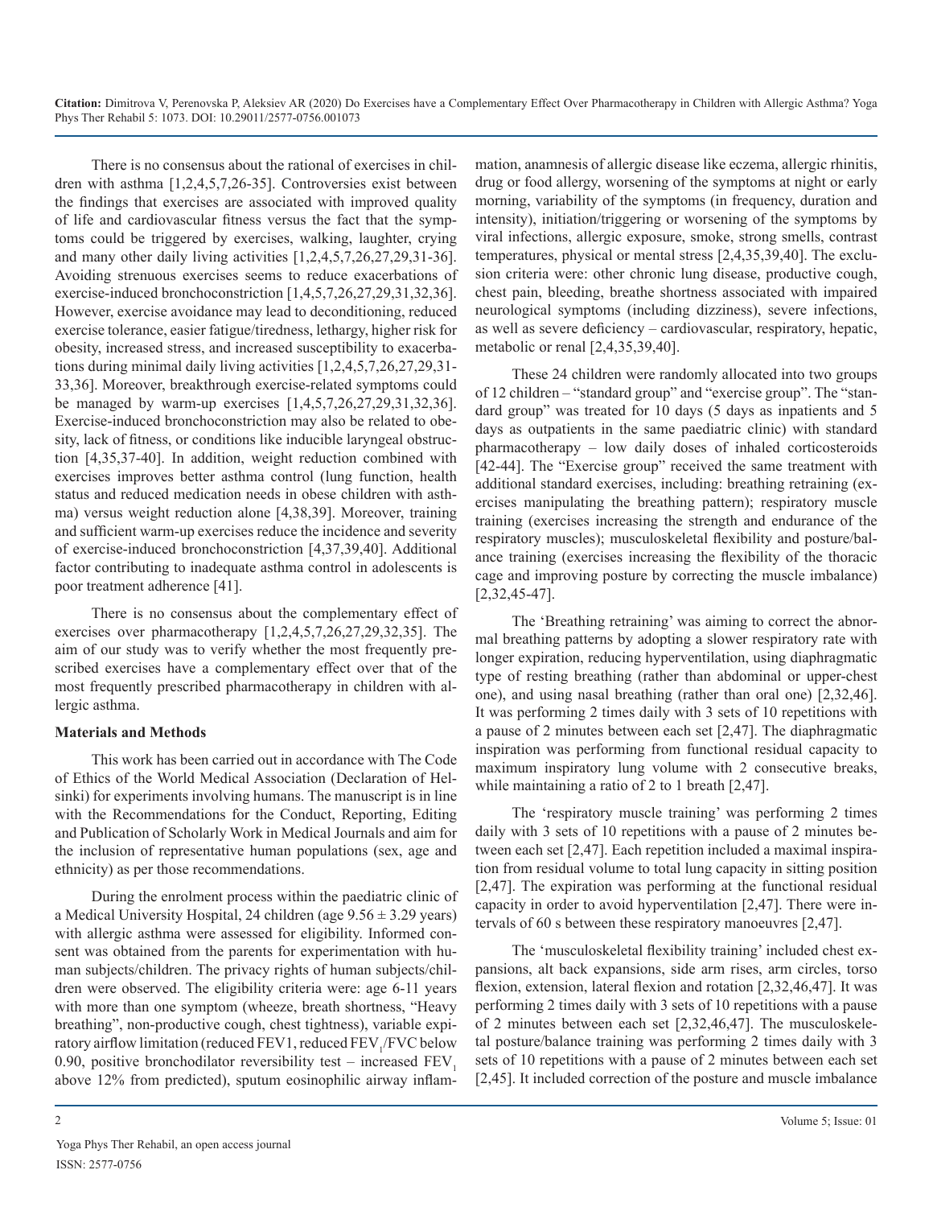There is no consensus about the rational of exercises in children with asthma [1,2,4,5,7,26-35]. Controversies exist between the findings that exercises are associated with improved quality of life and cardiovascular fitness versus the fact that the symptoms could be triggered by exercises, walking, laughter, crying and many other daily living activities [1,2,4,5,7,26,27,29,31-36]. Avoiding strenuous exercises seems to reduce exacerbations of exercise-induced bronchoconstriction [1,4,5,7,26,27,29,31,32,36]. However, exercise avoidance may lead to deconditioning, reduced exercise tolerance, easier fatigue/tiredness, lethargy, higher risk for obesity, increased stress, and increased susceptibility to exacerbations during minimal daily living activities [1,2,4,5,7,26,27,29,31-33,36]. Moreover, breakthrough exercise-related symptoms could be managed by warm-up exercises [1,4,5,7,26,27,29,31,32,36]. Exercise-induced bronchoconstriction may also be related to obesity, lack of fitness, or conditions like inducible laryngeal obstruction [4,35,37-40]. In addition, weight reduction combined with exercises improves better asthma control (lung function, health status and reduced medication needs in obese children with asthma) versus weight reduction alone [4,38,39]. Moreover, training and sufficient warm-up exercises reduce the incidence and severity of exercise-induced bronchoconstriction [4,37,39,40]. Additional factor contributing to inadequate asthma control in adolescents is poor treatment adherence [41].

There is no consensus about the complementary effect of exercises over pharmacotherapy [1,2,4,5,7,26,27,29,32,35]. The aim of our study was to verify whether the most frequently prescribed exercises have a complementary effect over that of the most frequently prescribed pharmacotherapy in children with allergic asthma.

**Materials and Methods**

This work has been carried out in accordance with The Code of Ethics of the World Medical Association (Declaration of Helsinki) for experiments involving humans. The manuscript is in line with the Recommendations for the Conduct, Reporting, Editing and Publication of Scholarly Work in Medical Journals and aim for the inclusion of representative human populations (sex, age and ethnicity) as per those recommendations.

During the enrolment process within the paediatric clinic of a Medical University Hospital, 24 children (age $9.56 \pm 3.29$ years) with allergic asthma were assessed for eligibility. Informed consent was obtained from the parents for experimentation with human subjects/children. The privacy rights of human subjects/children were observed. The eligibility criteria were: age 6-11 years with more than one symptom (wheeze, breath shortness, "Heavy breathing", non-productive cough, chest tightness), variable expiratory airflow limitation (reduced FEV1, reduced $FEV_1$/FVC below 0.90, positive bronchodilator reversibility test – increased $FEV_1$ above 12% from predicted), sputum eosinophilic airway inflammation, anamnesis of allergic disease like eczema, allergic rhinitis, drug or food allergy, worsening of the symptoms at night or early morning, variability of the symptoms (in frequency, duration and intensity), initiation/triggering or worsening of the symptoms by viral infections, allergic exposure, smoke, strong smells, contrast temperatures, physical or mental stress [2,4,35,39,40]. The exclusion criteria were: other chronic lung disease, productive cough, chest pain, bleeding, breathe shortness associated with impaired neurological symptoms (including dizziness), severe infections, as well as severe deficiency – cardiovascular, respiratory, hepatic, metabolic or renal [2,4,35,39,40].

These 24 children were randomly allocated into two groups of 12 children – "standard group" and "exercise group". The "standard group" was treated for 10 days (5 days as inpatients and 5 days as outpatients in the same paediatric clinic) with standard pharmacotherapy – low daily doses of inhaled corticosteroids [42-44]. The "Exercise group" received the same treatment with additional standard exercises, including: breathing retraining (exercises manipulating the breathing pattern); respiratory muscle training (exercises increasing the strength and endurance of the respiratory muscles); musculoskeletal flexibility and posture/balance training (exercises increasing the flexibility of the thoracic cage and improving posture by correcting the muscle imbalance) [2,32,45-47].

The 'Breathing retraining' was aiming to correct the abnormal breathing patterns by adopting a slower respiratory rate with longer expiration, reducing hyperventilation, using diaphragmatic type of resting breathing (rather than abdominal or upper-chest one), and using nasal breathing (rather than oral one) [2,32,46]. It was performing 2 times daily with 3 sets of 10 repetitions with a pause of 2 minutes between each set [2,47]. The diaphragmatic inspiration was performing from functional residual capacity to maximum inspiratory lung volume with 2 consecutive breaks, while maintaining a ratio of 2 to 1 breath [2,47].

The 'respiratory muscle training' was performing 2 times daily with 3 sets of 10 repetitions with a pause of 2 minutes between each set [2,47]. Each repetition included a maximal inspiration from residual volume to total lung capacity in sitting position [2,47]. The expiration was performing at the functional residual capacity in order to avoid hyperventilation [2,47]. There were intervals of 60 s between these respiratory manoeuvres [2,47].

The 'musculoskeletal flexibility training' included chest expansions, alt back expansions, side arm rises, arm circles, torso flexion, extension, lateral flexion and rotation [2,32,46,47]. It was performing 2 times daily with 3 sets of 10 repetitions with a pause of 2 minutes between each set [2,32,46,47]. The musculoskeletal posture/balance training was performing 2 times daily with 3 sets of 10 repetitions with a pause of 2 minutes between each set [2,45]. It included correction of the posture and muscle imbalance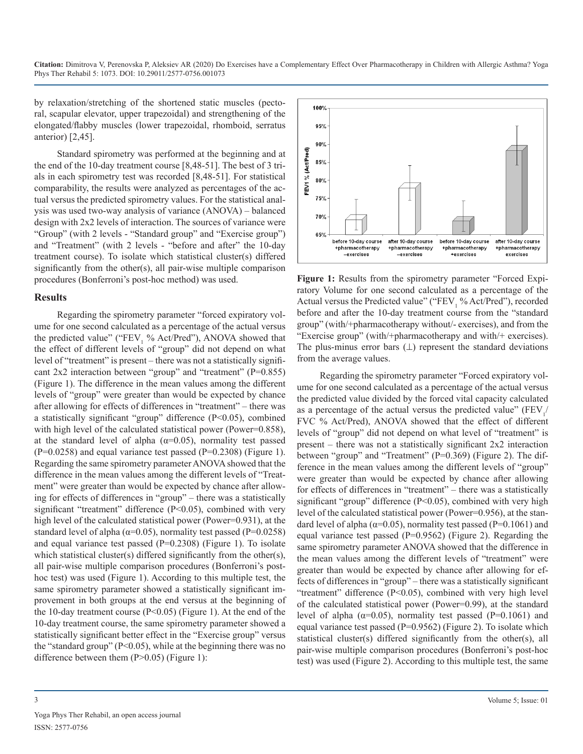by relaxation/stretching of the shortened static muscles (pectoral, scapular elevator, upper trapezoidal) and strengthening of the elongated/flabby muscles (lower trapezoidal, rhomboid, serratus anterior) [2,45].

Standard spirometry was performed at the beginning and at the end of the 10-day treatment course [8,48-51]. The best of 3 trials in each spirometry test was recorded [8,48-51]. For statistical comparability, the results were analyzed as percentages of the actual versus the predicted spirometry values. For the statistical analysis was used two-way analysis of variance (ANOVA) – balanced design with 2x2 levels of interaction. The sources of variance were "Group" (with 2 levels - "Standard group" and "Exercise group") and "Treatment" (with 2 levels - "before and after" the 10-day treatment course). To isolate which statistical cluster(s) differed significantly from the other(s), all pair-wise multiple comparison procedures (Bonferroni's post-hoc method) was used.

## Results

Regarding the spirometry parameter "forced expiratory volume for one second calculated as a percentage of the actual versus the predicted value" ("$FEV_1$ % Act/Pred"), ANOVA showed that the effect of different levels of "group" did not depend on what level of "treatment" is present – there was not a statistically significant 2x2 interaction between "group" and "treatment" ($P=0.855$) (Figure 1). The difference in the mean values among the different levels of "group" were greater than would be expected by chance after allowing for effects of differences in "treatment" – there was a statistically significant "group" difference ($P<0.05$), combined with high level of the calculated statistical power (Power=0.858), at the standard level of alpha ($\alpha=0.05$), normality test passed ($P=0.0258$) and equal variance test passed ($P=0.2308$) (Figure 1). Regarding the same spirometry parameter ANOVA showed that the difference in the mean values among the different levels of "Treatment" were greater than would be expected by chance after allowing for effects of differences in "group" – there was a statistically significant "treatment" difference ($P<0.05$), combined with very high level of the calculated statistical power (Power=0.931), at the standard level of alpha ($\alpha=0.05$), normality test passed ($P=0.0258$) and equal variance test passed ($P=0.2308$) (Figure 1). To isolate which statistical cluster(s) differed significantly from the other(s), all pair-wise multiple comparison procedures (Bonferroni's post-hoc test) was used (Figure 1). According to this multiple test, the same spirometry parameter showed a statistically significant improvement in both groups at the end versus at the beginning of the 10-day treatment course ($P<0.05$) (Figure 1). At the end of the 10-day treatment course, the same spirometry parameter showed a statistically significant better effect in the "Exercise group" versus the "standard group" ($P<0.05$), while at the beginning there was no difference between them ($P>0.05$) (Figure 1):

**Figure 1:** Results from the spirometry parameter "Forced Expiratory Volume for one second calculated as a percentage of the Actual versus the Predicted value" ("$FEV_1$ % Act/Pred"), recorded before and after the 10-day treatment course from the "standard group" (with/+pharmacotherapy without/- exercises), and from the "Exercise group" (with/+pharmacotherapy and with/+ exercises). The plus-minus error bars (⊥) represent the standard deviations from the average values.

Regarding the spirometry parameter "Forced expiratory volume for one second calculated as a percentage of the actual versus the predicted value divided by the forced vital capacity calculated as a percentage of the actual versus the predicted value" ($FEV_1$/FVC % Act/Pred), ANOVA showed that the effect of different levels of "group" did not depend on what level of "treatment" is present – there was not a statistically significant 2x2 interaction between "group" and "Treatment" ($P=0.369$) (Figure 2). The difference in the mean values among the different levels of "group" were greater than would be expected by chance after allowing for effects of differences in "treatment" – there was a statistically significant "group" difference ($P<0.05$), combined with very high level of the calculated statistical power (Power=0.956), at the standard level of alpha ($\alpha=0.05$), normality test passed ($P=0.1061$) and equal variance test passed ($P=0.9562$) (Figure 2). Regarding the same spirometry parameter ANOVA showed that the difference in the mean values among the different levels of "treatment" were greater than would be expected by chance after allowing for effects of differences in "group" – there was a statistically significant "treatment" difference ($P<0.05$), combined with very high level of the calculated statistical power (Power=0.99), at the standard level of alpha ($\alpha=0.05$), normality test passed ($P=0.1061$) and equal variance test passed ($P=0.9562$) (Figure 2). To isolate which statistical cluster(s) differed significantly from the other(s), all pair-wise multiple comparison procedures (Bonferroni's post-hoc test) was used (Figure 2). According to this multiple test, the same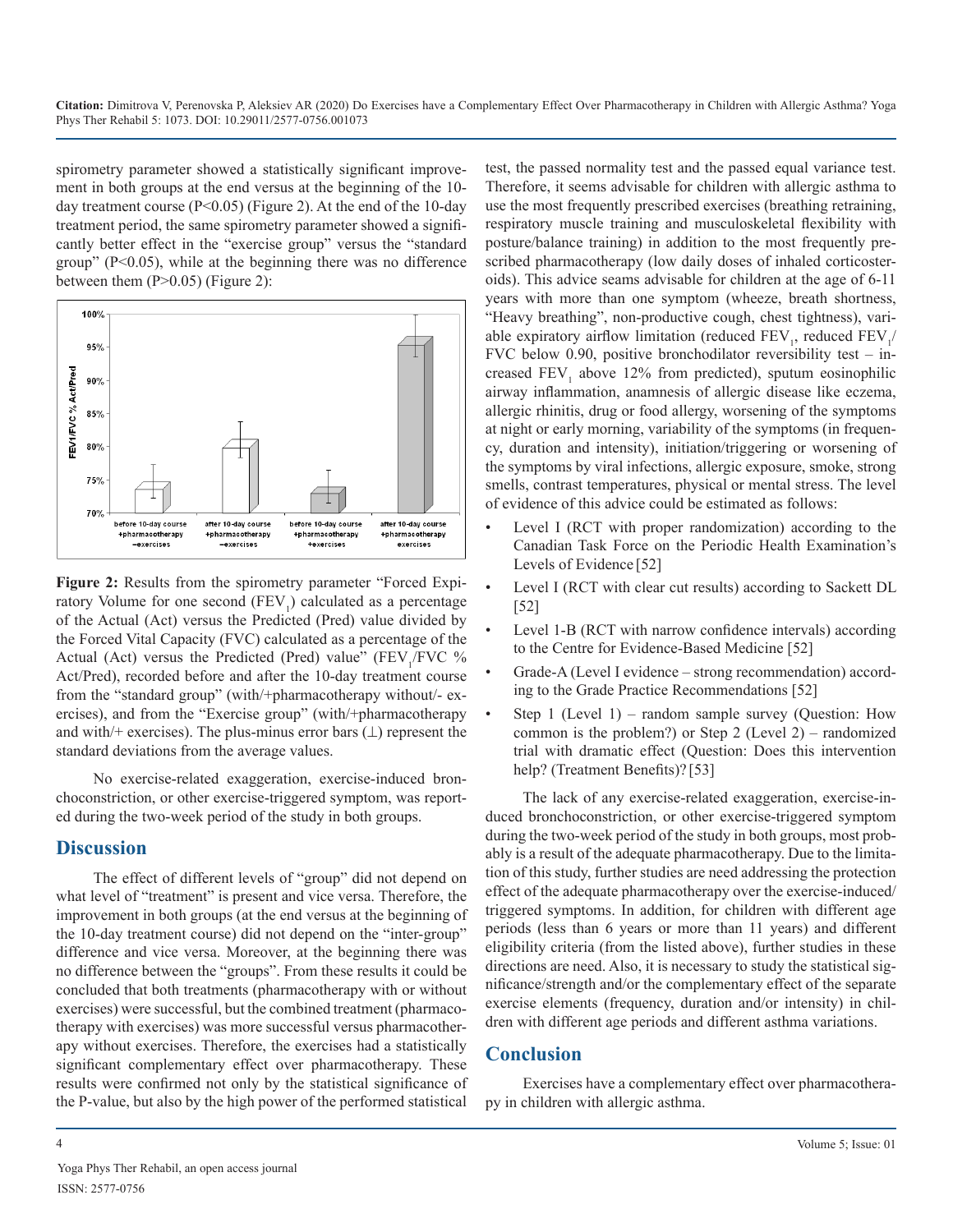spirometry parameter showed a statistically significant improvement in both groups at the end versus at the beginning of the 10-day treatment course ($P<0.05$) (Figure 2). At the end of the 10-day treatment period, the same spirometry parameter showed a significantly better effect in the "exercise group" versus the "standard group" ($P<0.05$), while at the beginning there was no difference between them ($P>0.05$) (Figure 2):

**Figure 2:** Results from the spirometry parameter "Forced Expiratory Volume for one second ($FEV_1$) calculated as a percentage of the Actual (Act) versus the Predicted (Pred) value divided by the Forced Vital Capacity (FVC) calculated as a percentage of the Actual (Act) versus the Predicted (Pred) value" ($FEV_1$/FVC % Act/Pred), recorded before and after the 10-day treatment course from the "standard group" (with/+pharmacotherapy without/- exercises), and from the "Exercise group" (with/+pharmacotherapy and with/+ exercises). The plus-minus error bars (⊥) represent the standard deviations from the average values.

No exercise-related exaggeration, exercise-induced bronchoconstriction, or other exercise-triggered symptom, was reported during the two-week period of the study in both groups.

## Discussion

The effect of different levels of "group" did not depend on what level of "treatment" is present and vice versa. Therefore, the improvement in both groups (at the end versus at the beginning of the 10-day treatment course) did not depend on the "inter-group" difference and vice versa. Moreover, at the beginning there was no difference between the "groups". From these results it could be concluded that both treatments (pharmacotherapy with or without exercises) were successful, but the combined treatment (pharmacotherapy with exercises) was more successful versus pharmacotherapy without exercises. Therefore, the exercises had a statistically significant complementary effect over pharmacotherapy. These results were confirmed not only by the statistical significance of the P-value, but also by the high power of the performed statistical test, the passed normality test and the passed equal variance test. Therefore, it seems advisable for children with allergic asthma to use the most frequently prescribed exercises (breathing retraining, respiratory muscle training and musculoskeletal flexibility with posture/balance training) in addition to the most frequently prescribed pharmacotherapy (low daily doses of inhaled corticosteroids). This advice seams advisable for children at the age of 6-11 years with more than one symptom (wheeze, breath shortness, "Heavy breathing", non-productive cough, chest tightness), variable expiratory airflow limitation (reduced $FEV_1$, reduced $FEV_1$/FVC below 0.90, positive bronchodilator reversibility test – increased $FEV_1$ above 12% from predicted), sputum eosinophilic airway inflammation, anamnesis of allergic disease like eczema, allergic rhinitis, drug or food allergy, worsening of the symptoms at night or early morning, variability of the symptoms (in frequency, duration and intensity), initiation/triggering or worsening of the symptoms by viral infections, allergic exposure, smoke, strong smells, contrast temperatures, physical or mental stress. The level of evidence of this advice could be estimated as follows:

- Level I (RCT with proper randomization) according to the Canadian Task Force on the Periodic Health Examination's Levels of Evidence [52]
- Level I (RCT with clear cut results) according to Sackett DL [52]
- Level 1-B (RCT with narrow confidence intervals) according to the Centre for Evidence-Based Medicine [52]
- Grade-A (Level I evidence – strong recommendation) according to the Grade Practice Recommendations [52]
- Step 1 (Level 1) – random sample survey (Question: How common is the problem?) or Step 2 (Level 2) – randomized trial with dramatic effect (Question: Does this intervention help? (Treatment Benefits)? [53]

The lack of any exercise-related exaggeration, exercise-induced bronchoconstriction, or other exercise-triggered symptom during the two-week period of the study in both groups, most probably is a result of the adequate pharmacotherapy. Due to the limitation of this study, further studies are need addressing the protection effect of the adequate pharmacotherapy over the exercise-induced/triggered symptoms. In addition, for children with different age periods (less than 6 years or more than 11 years) and different eligibility criteria (from the listed above), further studies in these directions are need. Also, it is necessary to study the statistical significance/strength and/or the complementary effect of the separate exercise elements (frequency, duration and/or intensity) in children with different age periods and different asthma variations.

## Conclusion

Exercises have a complementary effect over pharmacotherapy in children with allergic asthma.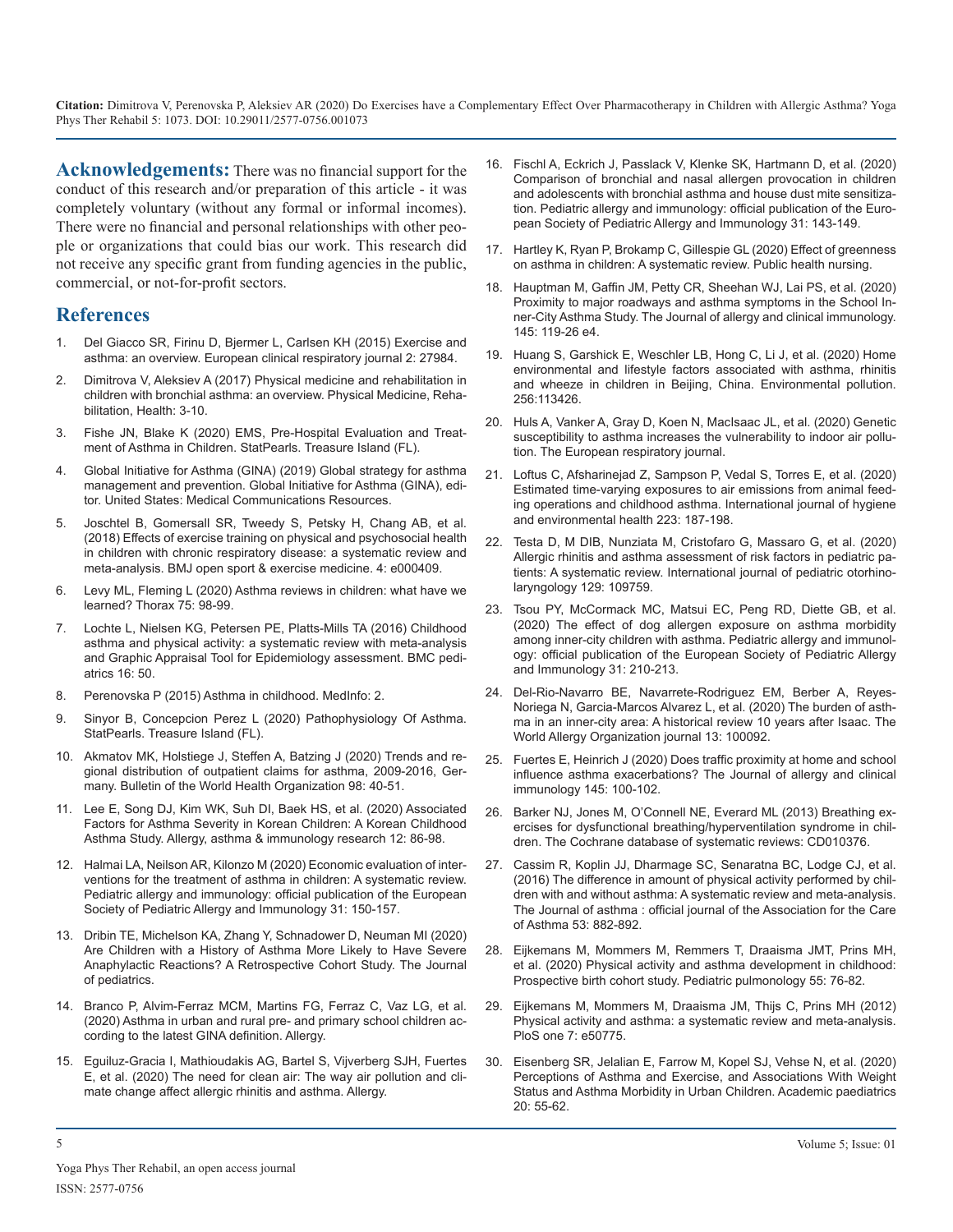**Acknowledgements:** There was no financial support for the conduct of this research and/or preparation of this article - it was completely voluntary (without any formal or informal incomes). There were no financial and personal relationships with other people or organizations that could bias our work. This research did not receive any specific grant from funding agencies in the public, commercial, or not-for-profit sectors.

## References

1. Del Giacco SR, Firinu D, Bjermer L, Carlsen KH (2015) Exercise and asthma: an overview. European clinical respiratory journal 2: 27984.
2. Dimitrova V, Aleksiev A (2017) Physical medicine and rehabilitation in children with bronchial asthma: an overview. Physical Medicine, Rehabilitation, Health: 3-10.
3. Fishe JN, Blake K (2020) EMS, Pre-Hospital Evaluation and Treatment of Asthma in Children. StatPearls. Treasure Island (FL).
4. Global Initiative for Asthma (GINA) (2019) Global strategy for asthma management and prevention. Global Initiative for Asthma (GINA), editor. United States: Medical Communications Resources.
5. Joschtel B, Gomersall SR, Tweedy S, Petsky H, Chang AB, et al. (2018) Effects of exercise training on physical and psychosocial health in children with chronic respiratory disease: a systematic review and meta-analysis. BMJ open sport & exercise medicine. 4: e000409.
6. Levy ML, Fleming L (2020) Asthma reviews in children: what have we learned? Thorax 75: 98-99.
7. Lochte L, Nielsen KG, Petersen PE, Platts-Mills TA (2016) Childhood asthma and physical activity: a systematic review with meta-analysis and Graphic Appraisal Tool for Epidemiology assessment. BMC pediatrics 16: 50.
8. Perenovska P (2015) Asthma in childhood. MedInfo: 2.
9. Sinyor B, Concepcion Perez L (2020) Pathophysiology Of Asthma. StatPearls. Treasure Island (FL).
10. Akmatov MK, Holstiege J, Steffen A, Batzing J (2020) Trends and regional distribution of outpatient claims for asthma, 2009-2016, Germany. Bulletin of the World Health Organization 98: 40-51.
11. Lee E, Song DJ, Kim WK, Suh DI, Baek HS, et al. (2020) Associated Factors for Asthma Severity in Korean Children: A Korean Childhood Asthma Study. Allergy, asthma & immunology research 12: 86-98.
12. Halmai LA, Neilson AR, Kilonzo M (2020) Economic evaluation of interventions for the treatment of asthma in children: A systematic review. Pediatric allergy and immunology: official publication of the European Society of Pediatric Allergy and Immunology 31: 150-157.
13. Dribin TE, Michelson KA, Zhang Y, Schnadower D, Neuman MI (2020) Are Children with a History of Asthma More Likely to Have Severe Anaphylactic Reactions? A Retrospective Cohort Study. The Journal of pediatrics.
14. Branco P, Alvim-Ferraz MCM, Martins FG, Ferraz C, Vaz LG, et al. (2020) Asthma in urban and rural pre- and primary school children according to the latest GINA definition. Allergy.
15. Eguiluz-Gracia I, Mathioudakis AG, Bartel S, Vijverberg SJH, Fuertes E, et al. (2020) The need for clean air: The way air pollution and climate change affect allergic rhinitis and asthma. Allergy.
16. Fischl A, Eckrich J, Passlack V, Klenke SK, Hartmann D, et al. (2020) Comparison of bronchial and nasal allergen provocation in children and adolescents with bronchial asthma and house dust mite sensitization. Pediatric allergy and immunology: official publication of the European Society of Pediatric Allergy and Immunology 31: 143-149.
17. Hartley K, Ryan P, Brokamp C, Gillespie GL (2020) Effect of greenness on asthma in children: A systematic review. Public health nursing.
18. Hauptman M, Gaffin JM, Petty CR, Sheehan WJ, Lai PS, et al. (2020) Proximity to major roadways and asthma symptoms in the School Inner-City Asthma Study. The Journal of allergy and clinical immunology. 145: 119-26 e4.
19. Huang S, Garshick E, Weschler LB, Hong C, Li J, et al. (2020) Home environmental and lifestyle factors associated with asthma, rhinitis and wheeze in children in Beijing, China. Environmental pollution. 256:113426.
20. Huls A, Vanker A, Gray D, Koen N, MacIsaac JL, et al. (2020) Genetic susceptibility to asthma increases the vulnerability to indoor air pollution. The European respiratory journal.
21. Loftus C, Afsharinejad Z, Sampson P, Vedal S, Torres E, et al. (2020) Estimated time-varying exposures to air emissions from animal feeding operations and childhood asthma. International journal of hygiene and environmental health 223: 187-198.
22. Testa D, M DIB, Nunziata M, Cristofaro G, Massaro G, et al. (2020) Allergic rhinitis and asthma assessment of risk factors in pediatric patients: A systematic review. International journal of pediatric otorhinolaryngology 129: 109759.
23. Tsou PY, McCormack MC, Matsui EC, Peng RD, Diette GB, et al. (2020) The effect of dog allergen exposure on asthma morbidity among inner-city children with asthma. Pediatric allergy and immunology: official publication of the European Society of Pediatric Allergy and Immunology 31: 210-213.
24. Del-Rio-Navarro BE, Navarrete-Rodriguez EM, Berber A, Reyes-Noriega N, Garcia-Marcos Alvarez L, et al. (2020) The burden of asthma in an inner-city area: A historical review 10 years after Isaac. The World Allergy Organization journal 13: 100092.
25. Fuertes E, Heinrich J (2020) Does traffic proximity at home and school influence asthma exacerbations? The Journal of allergy and clinical immunology 145: 100-102.
26. Barker NJ, Jones M, O'Connell NE, Everard ML (2013) Breathing exercises for dysfunctional breathing/hyperventilation syndrome in children. The Cochrane database of systematic reviews: CD010376.
27. Cassim R, Koplin JJ, Dharmage SC, Senaratna BC, Lodge CJ, et al. (2016) The difference in amount of physical activity performed by children with and without asthma: A systematic review and meta-analysis. The Journal of asthma : official journal of the Association for the Care of Asthma 53: 882-892.
28. Eijkemans M, Mommers M, Remmers T, Draaisma JMT, Prins MH, et al. (2020) Physical activity and asthma development in childhood: Prospective birth cohort study. Pediatric pulmonology 55: 76-82.
29. Eijkemans M, Mommers M, Draaisma JM, Thijs C, Prins MH (2012) Physical activity and asthma: a systematic review and meta-analysis. PloS one 7: e50775.
30. Eisenberg SR, Jelalian E, Farrow M, Kopel SJ, Vehse N, et al. (2020) Perceptions of Asthma and Exercise, and Associations With Weight Status and Asthma Morbidity in Urban Children. Academic paediatrics 20: 55-62.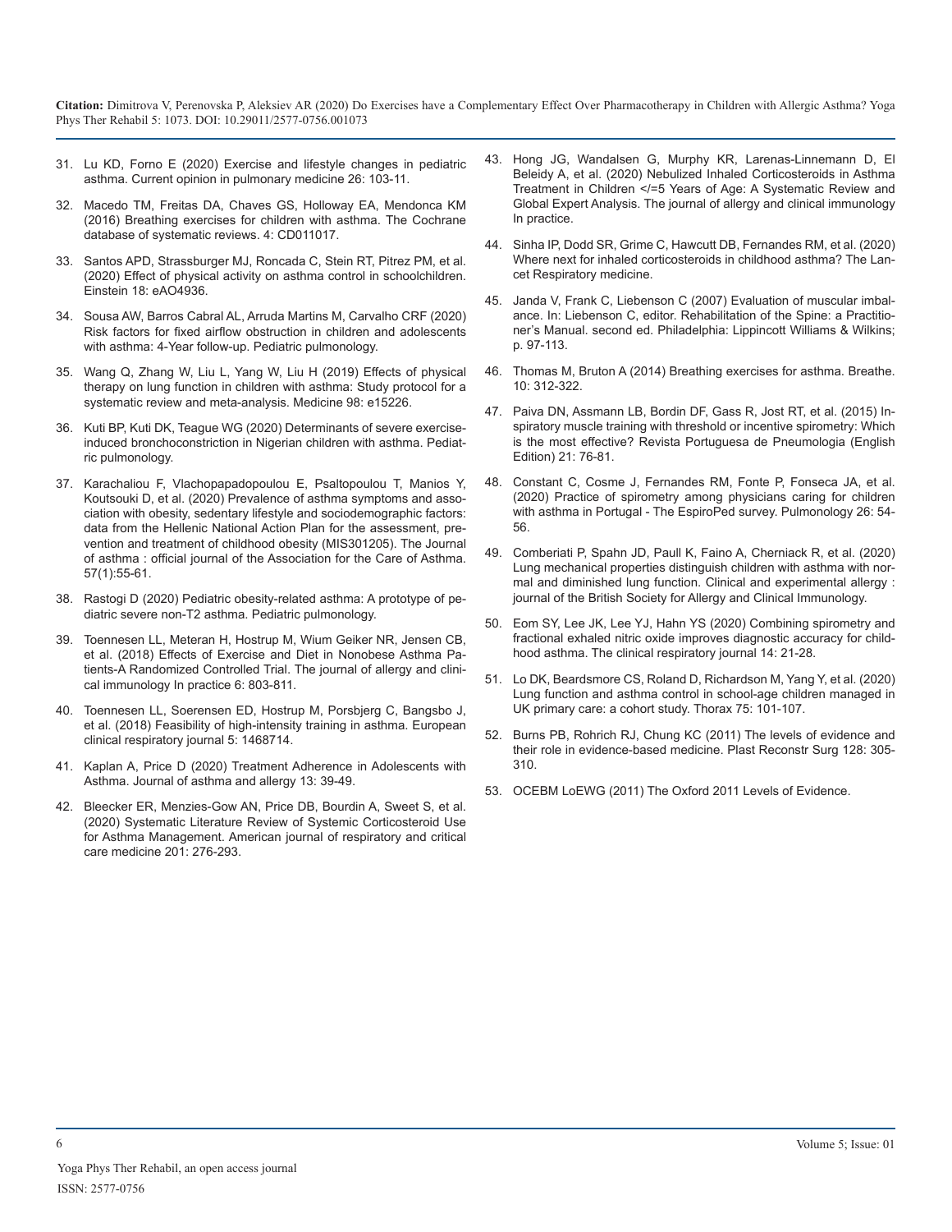31. Lu KD, Forno E (2020) Exercise and lifestyle changes in pediatric asthma. Current opinion in pulmonary medicine 26: 103-11.

32. Macedo TM, Freitas DA, Chaves GS, Holloway EA, Mendonca KM (2016) Breathing exercises for children with asthma. The Cochrane database of systematic reviews. 4: CD011017.

33. Santos APD, Strassburger MJ, Roncada C, Stein RT, Pitrez PM, et al. (2020) Effect of physical activity on asthma control in schoolchildren. Einstein 18: eAO4936.

34. Sousa AW, Barros Cabral AL, Arruda Martins M, Carvalho CRF (2020) Risk factors for fixed airflow obstruction in children and adolescents with asthma: 4-Year follow-up. Pediatric pulmonology.

35. Wang Q, Zhang W, Liu L, Yang W, Liu H (2019) Effects of physical therapy on lung function in children with asthma: Study protocol for a systematic review and meta-analysis. Medicine 98: e15226.

36. Kuti BP, Kuti DK, Teague WG (2020) Determinants of severe exercise-induced bronchoconstriction in Nigerian children with asthma. Pediatric pulmonology.

37. Karachaliou F, Vlachopapadopoulou E, Psaltopoulou T, Manios Y, Koutsouki D, et al. (2020) Prevalence of asthma symptoms and association with obesity, sedentary lifestyle and sociodemographic factors: data from the Hellenic National Action Plan for the assessment, prevention and treatment of childhood obesity (MIS301205). The Journal of asthma : official journal of the Association for the Care of Asthma. 57(1):55-61.

38. Rastogi D (2020) Pediatric obesity-related asthma: A prototype of pediatric severe non-T2 asthma. Pediatric pulmonology.

39. Toennesen LL, Meteran H, Hostrup M, Wium Geiker NR, Jensen CB, et al. (2018) Effects of Exercise and Diet in Nonobese Asthma Patients-A Randomized Controlled Trial. The journal of allergy and clinical immunology In practice 6: 803-811.

40. Toennesen LL, Soerensen ED, Hostrup M, Porsbjerg C, Bangsbo J, et al. (2018) Feasibility of high-intensity training in asthma. European clinical respiratory journal 5: 1468714.

41. Kaplan A, Price D (2020) Treatment Adherence in Adolescents with Asthma. Journal of asthma and allergy 13: 39-49.

42. Bleecker ER, Menzies-Gow AN, Price DB, Bourdin A, Sweet S, et al. (2020) Systematic Literature Review of Systemic Corticosteroid Use for Asthma Management. American journal of respiratory and critical care medicine 201: 276-293.

43. Hong JG, Wandalsen G, Murphy KR, Larenas-Linnemann D, El Beleidy A, et al. (2020) Nebulized Inhaled Corticosteroids in Asthma Treatment in Children </=5 Years of Age: A Systematic Review and Global Expert Analysis. The journal of allergy and clinical immunology In practice.

44. Sinha IP, Dodd SR, Grime C, Hawcutt DB, Fernandes RM, et al. (2020) Where next for inhaled corticosteroids in childhood asthma? The Lancet Respiratory medicine.

45. Janda V, Frank C, Liebenson C (2007) Evaluation of muscular imbalance. In: Liebenson C, editor. Rehabilitation of the Spine: a Practitioner's Manual. second ed. Philadelphia: Lippincott Williams & Wilkins; p. 97-113.

46. Thomas M, Bruton A (2014) Breathing exercises for asthma. Breathe. 10: 312-322.

47. Paiva DN, Assmann LB, Bordin DF, Gass R, Jost RT, et al. (2015) Inspiratory muscle training with threshold or incentive spirometry: Which is the most effective? Revista Portuguesa de Pneumologia (English Edition) 21: 76-81.

48. Constant C, Cosme J, Fernandes RM, Fonte P, Fonseca JA, et al. (2020) Practice of spirometry among physicians caring for children with asthma in Portugal - The EspiroPed survey. Pulmonology 26: 54-56.

49. Comberiati P, Spahn JD, Paull K, Faino A, Cherniack R, et al. (2020) Lung mechanical properties distinguish children with asthma with normal and diminished lung function. Clinical and experimental allergy : journal of the British Society for Allergy and Clinical Immunology.

50. Eom SY, Lee JK, Lee YJ, Hahn YS (2020) Combining spirometry and fractional exhaled nitric oxide improves diagnostic accuracy for childhood asthma. The clinical respiratory journal 14: 21-28.

51. Lo DK, Beardsmore CS, Roland D, Richardson M, Yang Y, et al. (2020) Lung function and asthma control in school-age children managed in UK primary care: a cohort study. Thorax 75: 101-107.

52. Burns PB, Rohrich RJ, Chung KC (2011) The levels of evidence and their role in evidence-based medicine. Plast Reconstr Surg 128: 305-310.

53. OCEBM LoEWG (2011) The Oxford 2011 Levels of Evidence.